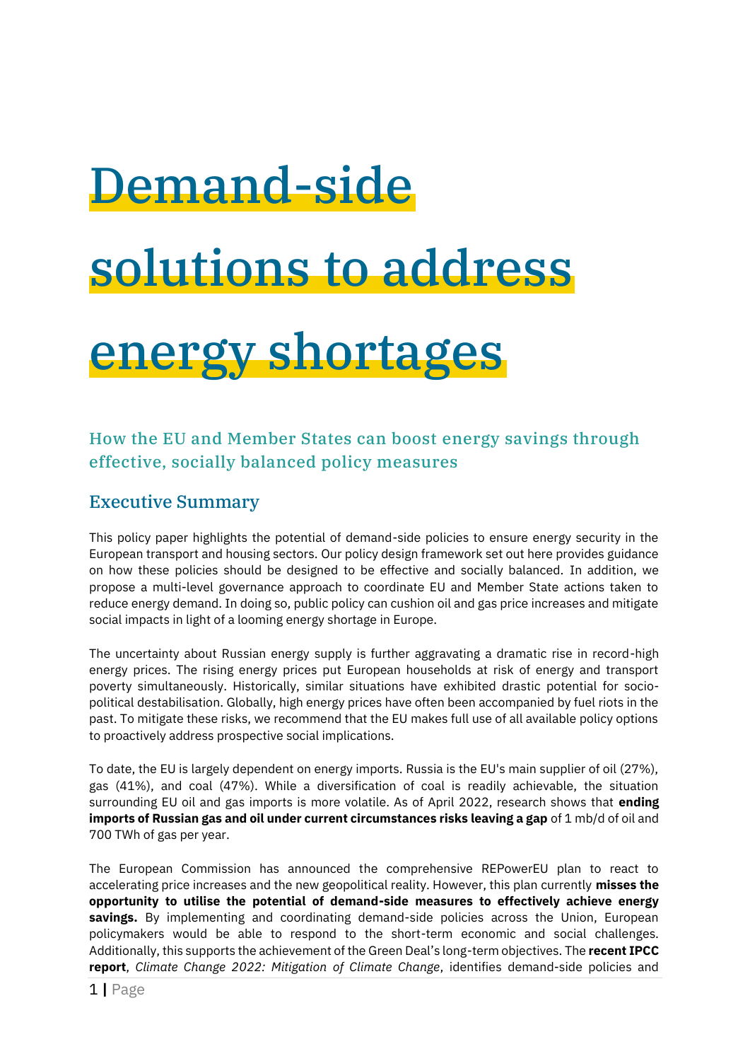# Demand-side solutions to address energy shortages

## How the EU and Member States can boost energy savings through effective, socially balanced policy measures

## Executive Summary

This policy paper highlights the potential of demand-side policies to ensure energy security in the European transport and housing sectors. Our policy design framework set out here provides guidance on how these policies should be designed to be effective and socially balanced. In addition, we propose a multi-level governance approach to coordinate EU and Member State actions taken to reduce energy demand. In doing so, public policy can cushion oil and gas price increases and mitigate social impacts in light of a looming energy shortage in Europe.

The uncertainty about Russian energy supply is further aggravating a dramatic rise in record-high energy prices. The rising energy prices put European households at risk of energy and transport poverty simultaneously. Historically, similar situations have exhibited drastic potential for socio-political destabilisation. Globally, high energy prices have often been accompanied by fuel riots in the past. To mitigate these risks, we recommend that the EU makes full use of all available policy options to proactively address prospective social implications.

To date, the EU is largely dependent on energy imports. Russia is the EU's main supplier of oil (27%), gas (41%), and coal (47%). While a diversification of coal is readily achievable, the situation surrounding EU oil and gas imports is more volatile. As of April 2022, research shows that **ending imports of Russian gas and oil under current circumstances risks leaving a gap** of 1 mb/d of oil and 700 TWh of gas per year.

The European Commission has announced the comprehensive REPowerEU plan to react to accelerating price increases and the new geopolitical reality. However, this plan currently **misses the opportunity to utilise the potential of demand-side measures to effectively achieve energy savings.** By implementing and coordinating demand-side policies across the Union, European policymakers would be able to respond to the short-term economic and social challenges. Additionally, this supports the achievement of the Green Deal's long-term objectives. The **recent IPCC report**, *Climate Change 2022: Mitigation of Climate Change*, identifies demand-side policies and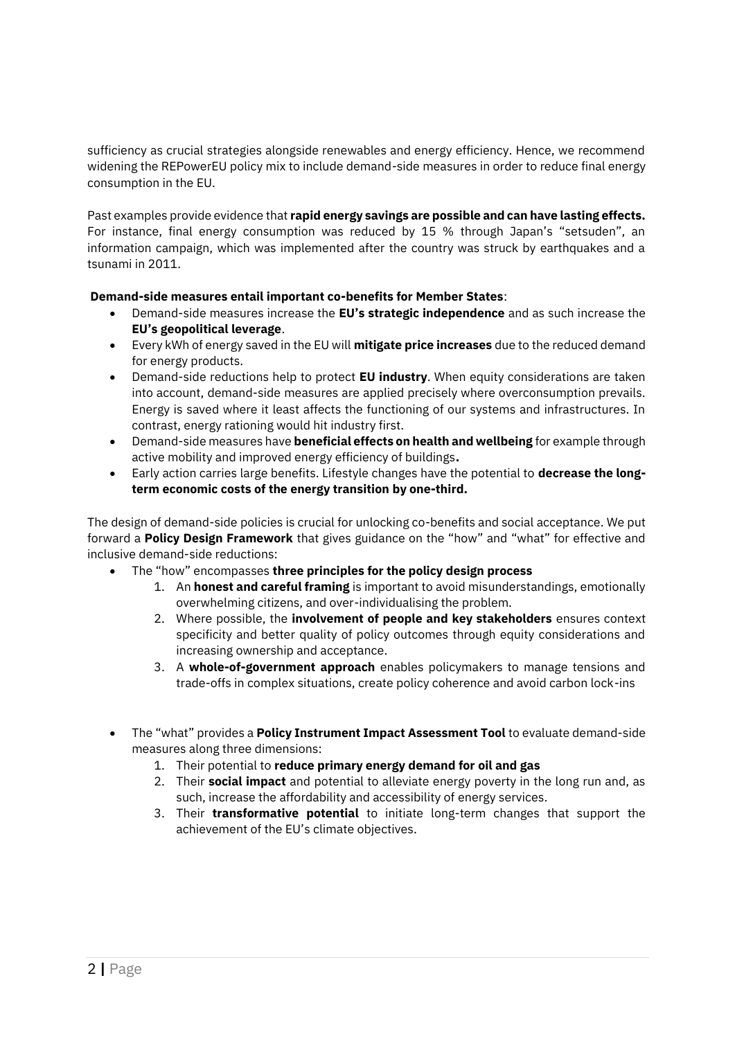sufficiency as crucial strategies alongside renewables and energy efficiency. Hence, we recommend widening the REPowerEU policy mix to include demand-side measures in order to reduce final energy consumption in the EU.

Past examples provide evidence that **rapid energy savings are possible and can have lasting effects.** For instance, final energy consumption was reduced by 15 % through Japan's "setsuden", an information campaign, which was implemented after the country was struck by earthquakes and a tsunami in 2011.

**Demand-side measures entail important co-benefits for Member States**:

- Demand-side measures increase the **EU's strategic independence** and as such increase the **EU's geopolitical leverage**.
- Every kWh of energy saved in the EU will **mitigate price increases** due to the reduced demand for energy products.
- Demand-side reductions help to protect **EU industry**. When equity considerations are taken into account, demand-side measures are applied precisely where overconsumption prevails. Energy is saved where it least affects the functioning of our systems and infrastructures. In contrast, energy rationing would hit industry first.
- Demand-side measures have **beneficial effects on health and wellbeing** for example through active mobility and improved energy efficiency of buildings**.**
- Early action carries large benefits. Lifestyle changes have the potential to **decrease the long-term economic costs of the energy transition by one-third.**

The design of demand-side policies is crucial for unlocking co-benefits and social acceptance. We put forward a **Policy Design Framework** that gives guidance on the "how" and "what" for effective and inclusive demand-side reductions:

- The "how" encompasses **three principles for the policy design process**
  1. An **honest and careful framing** is important to avoid misunderstandings, emotionally overwhelming citizens, and over-individualising the problem.
  2. Where possible, the **involvement of people and key stakeholders** ensures context specificity and better quality of policy outcomes through equity considerations and increasing ownership and acceptance.
  3. A **whole-of-government approach** enables policymakers to manage tensions and trade-offs in complex situations, create policy coherence and avoid carbon lock-ins

- The "what" provides a **Policy Instrument Impact Assessment Tool** to evaluate demand-side measures along three dimensions:
  1. Their potential to **reduce primary energy demand for oil and gas**
  2. Their **social impact** and potential to alleviate energy poverty in the long run and, as such, increase the affordability and accessibility of energy services.
  3. Their **transformative potential** to initiate long-term changes that support the achievement of the EU's climate objectives.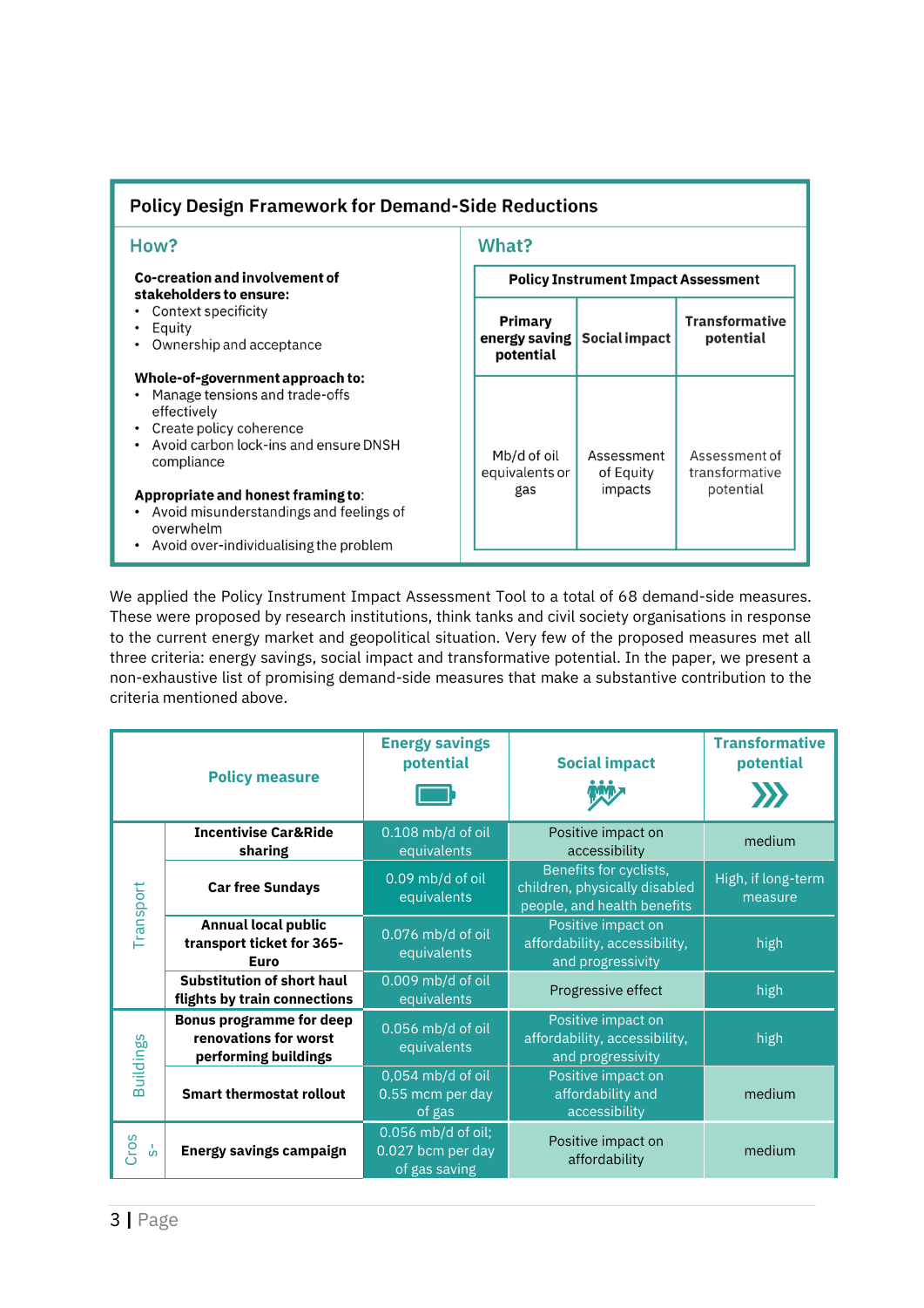## Policy Design Framework for Demand-Side Reductions

### How?

**Co-creation and involvement of stakeholders to ensure:**

- Context specificity
- Equity
- Ownership and acceptance

**Whole-of-government approach to:**

- Manage tensions and trade-offs effectively
- Create policy coherence
- Avoid carbon lock-ins and ensure DNSH compliance

**Appropriate and honest framing to:**

- Avoid misunderstandings and feelings of overwhelm
- Avoid over-individualising the problem

### What?

| Policy Instrument Impact Assessment | | |
|---|---|---|
| **Primary energy saving potential** | **Social impact** | **Transformative potential** |
| Mb/d of oil equivalents or gas | Assessment of Equity impacts | Assessment of transformative potential |

We applied the Policy Instrument Impact Assessment Tool to a total of 68 demand-side measures. These were proposed by research institutions, think tanks and civil society organisations in response to the current energy market and geopolitical situation. Very few of the proposed measures met all three criteria: energy savings, social impact and transformative potential. In the paper, we present a non-exhaustive list of promising demand-side measures that make a substantive contribution to the criteria mentioned above.

| | Policy measure | Energy savings potential | Social impact | Transformative potential |
|---|---|---|---|---|
| Transport | **Incentivise Car&Ride sharing** | 0.108 mb/d of oil equivalents | Positive impact on accessibility | medium |
| Transport | **Car free Sundays** | 0.09 mb/d of oil equivalents | Benefits for cyclists, children, physically disabled people, and health benefits | High, if long-term measure |
| Transport | **Annual local public transport ticket for 365-Euro** | 0.076 mb/d of oil equivalents | Positive impact on affordability, accessibility, and progressivity | high |
| Transport | **Substitution of short haul flights by train connections** | 0.009 mb/d of oil equivalents | Progressive effect | high |
| Buildings | **Bonus programme for deep renovations for worst performing buildings** | 0.056 mb/d of oil equivalents | Positive impact on affordability, accessibility, and progressivity | high |
| Buildings | **Smart thermostat rollout** | 0,054 mb/d of oil 0.55 mcm per day of gas | Positive impact on affordability and accessibility | medium |
| Cross-s- | **Energy savings campaign** | 0.056 mb/d of oil; 0.027 bcm per day of gas saving | Positive impact on affordability | medium |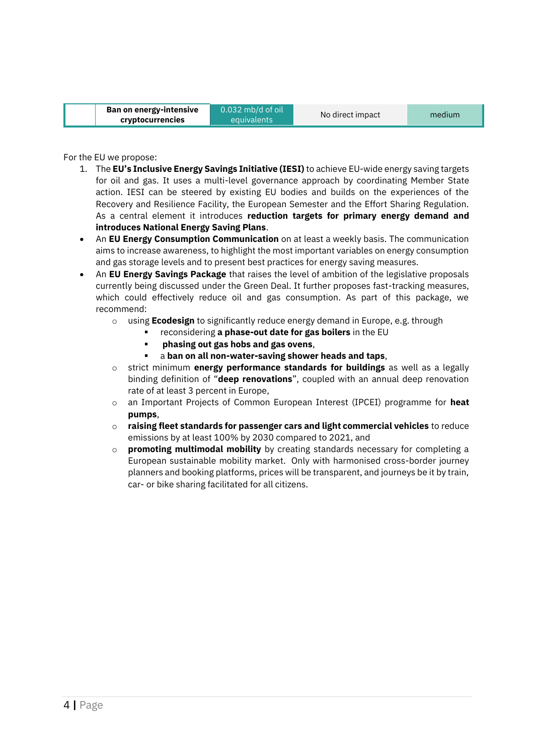| | | | | |
|---|---|---|---|---|
| | **Ban on energy-intensive cryptocurrencies** | 0.032 mb/d of oil equivalents | No direct impact | medium |

For the EU we propose:

1. The **EU's Inclusive Energy Savings Initiative (IESI)** to achieve EU-wide energy saving targets for oil and gas. It uses a multi-level governance approach by coordinating Member State action. IESI can be steered by existing EU bodies and builds on the experiences of the Recovery and Resilience Facility, the European Semester and the Effort Sharing Regulation. As a central element it introduces **reduction targets for primary energy demand and introduces National Energy Saving Plans**.

- An **EU Energy Consumption Communication** on at least a weekly basis. The communication aims to increase awareness, to highlight the most important variables on energy consumption and gas storage levels and to present best practices for energy saving measures.
- An **EU Energy Savings Package** that raises the level of ambition of the legislative proposals currently being discussed under the Green Deal. It further proposes fast-tracking measures, which could effectively reduce oil and gas consumption. As part of this package, we recommend:
  - using **Ecodesign** to significantly reduce energy demand in Europe, e.g. through
    - reconsidering **a phase-out date for gas boilers** in the EU
    - **phasing out gas hobs and gas ovens**,
    - a **ban on all non-water-saving shower heads and taps**,
  - strict minimum **energy performance standards for buildings** as well as a legally binding definition of "**deep renovations**", coupled with an annual deep renovation rate of at least 3 percent in Europe,
  - an Important Projects of Common European Interest (IPCEI) programme for **heat pumps**,
  - **raising fleet standards for passenger cars and light commercial vehicles** to reduce emissions by at least 100% by 2030 compared to 2021, and
  - **promoting multimodal mobility** by creating standards necessary for completing a European sustainable mobility market. Only with harmonised cross-border journey planners and booking platforms, prices will be transparent, and journeys be it by train, car- or bike sharing facilitated for all citizens.